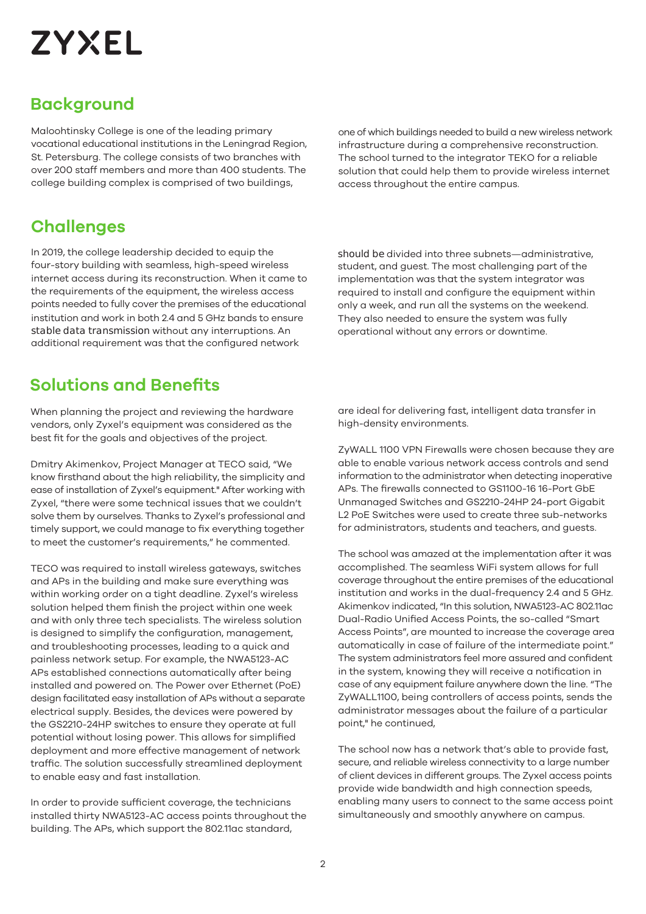ZYXEL

## Background

Maloohtinsky College is one of the leading primary vocational educational institutions in the Leningrad Region, St. Petersburg. The college consists of two branches with over 200 staff members and more than 400 students. The college building complex is comprised of two buildings, one of which buildings needed to build a new wireless network infrastructure during a comprehensive reconstruction. The school turned to the integrator TEKO for a reliable solution that could help them to provide wireless internet access throughout the entire campus.

## Challenges

In 2019, the college leadership decided to equip the four-story building with seamless, high-speed wireless internet access during its reconstruction. When it came to the requirements of the equipment, the wireless access points needed to fully cover the premises of the educational institution and work in both 2.4 and 5 GHz bands to ensure stable data transmission without any interruptions. An additional requirement was that the configured network should be divided into three subnets—administrative, student, and guest. The most challenging part of the implementation was that the system integrator was required to install and configure the equipment within only a week, and run all the systems on the weekend. They also needed to ensure the system was fully operational without any errors or downtime.

## Solutions and Benefits

When planning the project and reviewing the hardware vendors, only Zyxel's equipment was considered as the best fit for the goals and objectives of the project.

Dmitry Akimenkov, Project Manager at TECO said, "We know firsthand about the high reliability, the simplicity and ease of installation of Zyxel's equipment." After working with Zyxel, "there were some technical issues that we couldn't solve them by ourselves. Thanks to Zyxel's professional and timely support, we could manage to fix everything together to meet the customer's requirements," he commented.

TECO was required to install wireless gateways, switches and APs in the building and make sure everything was within working order on a tight deadline. Zyxel's wireless solution helped them finish the project within one week and with only three tech specialists. The wireless solution is designed to simplify the configuration, management, and troubleshooting processes, leading to a quick and painless network setup. For example, the NWA5123-AC APs established connections automatically after being installed and powered on. The Power over Ethernet (PoE) design facilitated easy installation of APs without a separate electrical supply. Besides, the devices were powered by the GS2210-24HP switches to ensure they operate at full potential without losing power. This allows for simplified deployment and more effective management of network traffic. The solution successfully streamlined deployment to enable easy and fast installation.

In order to provide sufficient coverage, the technicians installed thirty NWA5123-AC access points throughout the building. The APs, which support the 802.11ac standard, are ideal for delivering fast, intelligent data transfer in high-density environments.

ZyWALL 1100 VPN Firewalls were chosen because they are able to enable various network access controls and send information to the administrator when detecting inoperative APs. The firewalls connected to GS1100-16 16-Port GbE Unmanaged Switches and GS2210-24HP 24-port Gigabit L2 PoE Switches were used to create three sub-networks for administrators, students and teachers, and guests.

The school was amazed at the implementation after it was accomplished. The seamless WiFi system allows for full coverage throughout the entire premises of the educational institution and works in the dual-frequency 2.4 and 5 GHz. Akimenkov indicated, "In this solution, NWA5123-AC 802.11ac Dual-Radio Unified Access Points, the so-called "Smart Access Points", are mounted to increase the coverage area automatically in case of failure of the intermediate point." The system administrators feel more assured and confident in the system, knowing they will receive a notification in case of any equipment failure anywhere down the line. "The ZyWALL1100, being controllers of access points, sends the administrator messages about the failure of a particular point," he continued,

The school now has a network that's able to provide fast, secure, and reliable wireless connectivity to a large number of client devices in different groups. The Zyxel access points provide wide bandwidth and high connection speeds, enabling many users to connect to the same access point simultaneously and smoothly anywhere on campus.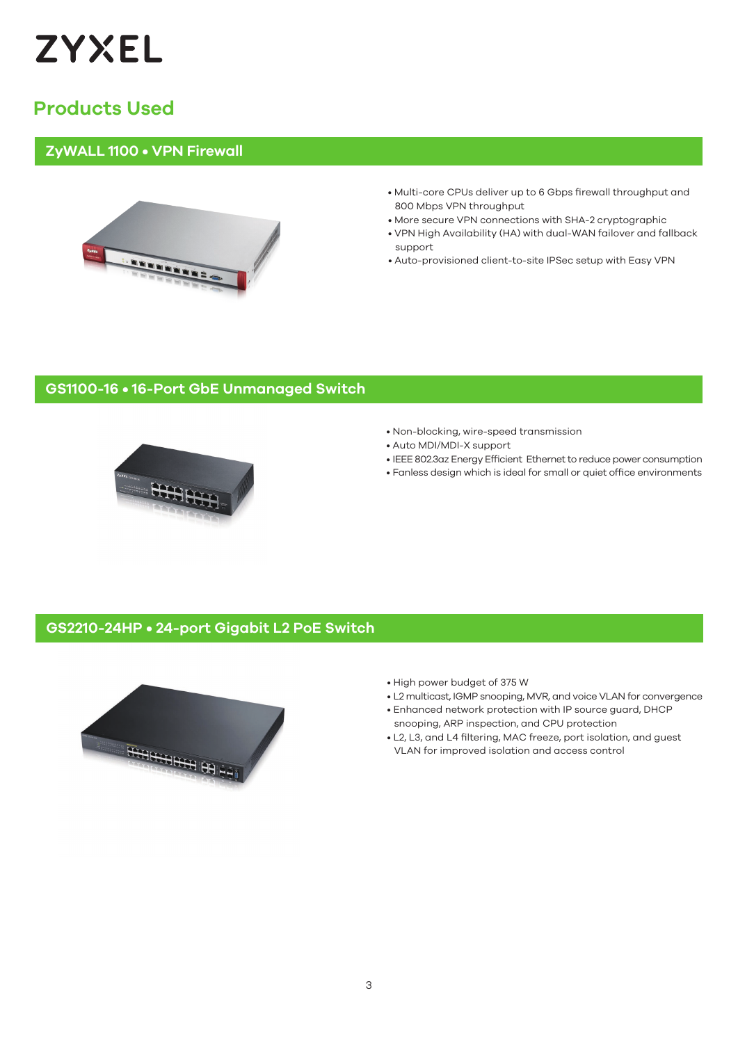# ZYXEL

## Products Used

### ZyWALL 1100 • VPN Firewall

- Multi-core CPUs deliver up to 6 Gbps firewall throughput and 800 Mbps VPN throughput
- More secure VPN connections with SHA-2 cryptographic
- VPN High Availability (HA) with dual-WAN failover and fallback support
- Auto-provisioned client-to-site IPSec setup with Easy VPN

### GS1100-16 • 16-Port GbE Unmanaged Switch

- Non-blocking, wire-speed transmission
- Auto MDI/MDI-X support
- IEEE 802.3az Energy Efficient Ethernet to reduce power consumption
- Fanless design which is ideal for small or quiet office environments

### GS2210-24HP • 24-port Gigabit L2 PoE Switch

- High power budget of 375 W
- L2 multicast, IGMP snooping, MVR, and voice VLAN for convergence
- Enhanced network protection with IP source guard, DHCP snooping, ARP inspection, and CPU protection
- L2, L3, and L4 filtering, MAC freeze, port isolation, and guest VLAN for improved isolation and access control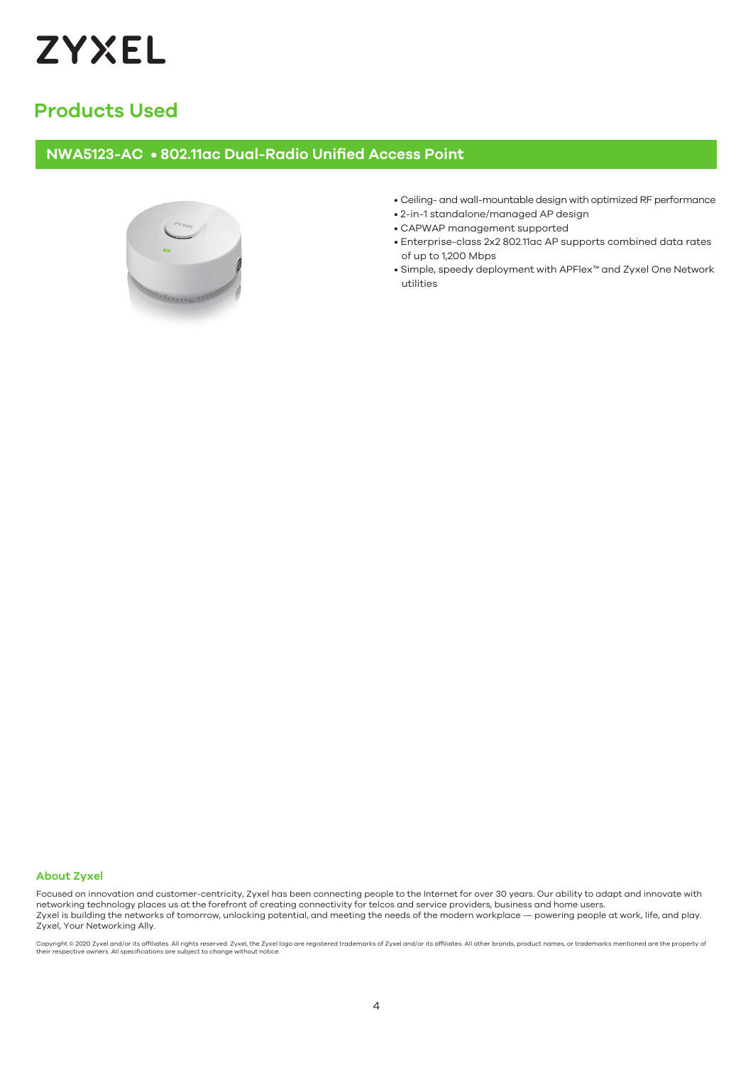ZYXEL

# Products Used

## NWA5123-AC • 802.11ac Dual-Radio Unified Access Point

- Ceiling- and wall-mountable design with optimized RF performance
- 2-in-1 standalone/managed AP design
- CAPWAP management supported
- Enterprise-class 2x2 802.11ac AP supports combined data rates of up to 1,200 Mbps
- Simple, speedy deployment with APFlex™ and Zyxel One Network utilities

### About Zyxel

Focused on innovation and customer-centricity, Zyxel has been connecting people to the Internet for over 30 years. Our ability to adapt and innovate with networking technology places us at the forefront of creating connectivity for telcos and service providers, business and home users.
Zyxel is building the networks of tomorrow, unlocking potential, and meeting the needs of the modern workplace — powering people at work, life, and play. Zyxel, Your Networking Ally.

Copyright © 2020 Zyxel and/or its affiliates. All rights reserved. Zyxel, the Zyxel logo are registered trademarks of Zyxel and/or its affiliates. All other brands, product names, or trademarks mentioned are the property of their respective owners. All specifications are subject to change without notice.